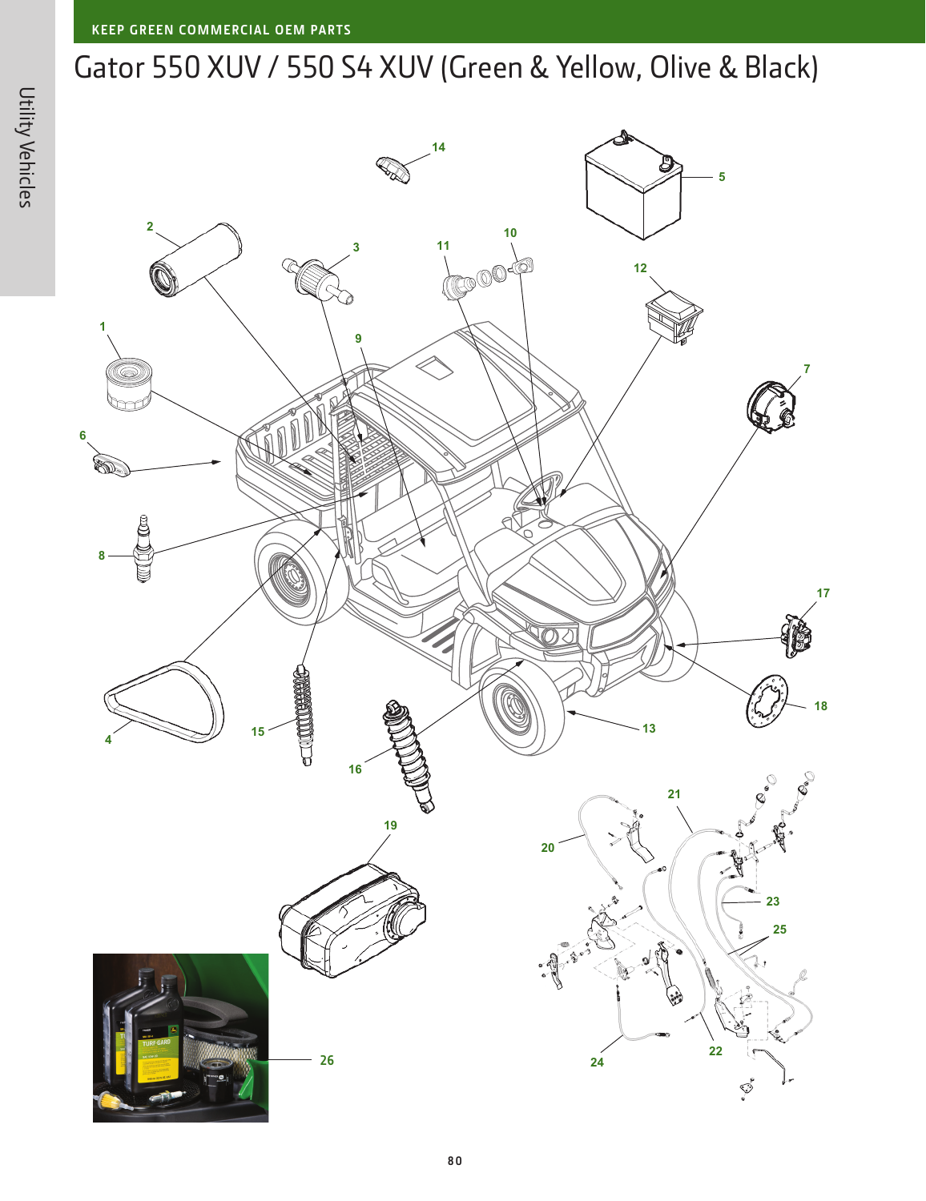# Gator 550 XUV / 550 S4 XUV (Green & Yellow, Olive & Black)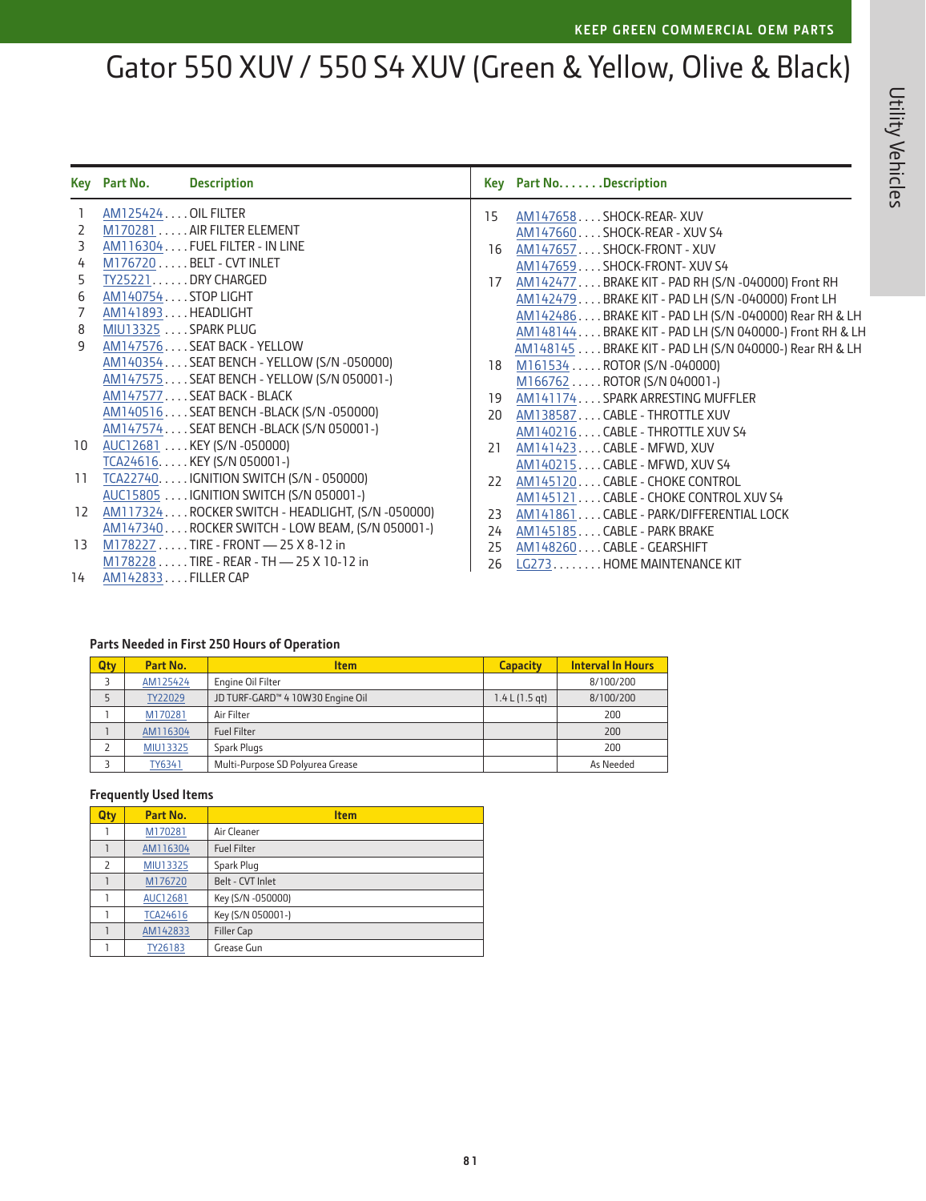# Gator 550 XUV / 550 S4 XUV (Green & Yellow, Olive & Black)

| Key | Part No. | Description |
|---|---|---|
| 1 | AM125424 | OIL FILTER |
| 2 | M170281 | AIR FILTER ELEMENT |
| 3 | AM116304 | FUEL FILTER - IN LINE |
| 4 | M176720 | BELT - CVT INLET |
| 5 | TY25221 | DRY CHARGED |
| 6 | AM140754 | STOP LIGHT |
| 7 | AM141893 | HEADLIGHT |
| 8 | MIU13325 | SPARK PLUG |
| 9 | AM147576 | SEAT BACK - YELLOW |
| | AM140354 | SEAT BENCH - YELLOW (S/N -050000) |
| | AM147575 | SEAT BENCH - YELLOW (S/N 050001-) |
| | AM147577 | SEAT BACK - BLACK |
| | AM140516 | SEAT BENCH -BLACK (S/N -050000) |
| | AM147574 | SEAT BENCH -BLACK (S/N 050001-) |
| 10 | AUC12681 | KEY (S/N -050000) |
| | TCA24616 | KEY (S/N 050001-) |
| 11 | TCA22740 | IGNITION SWITCH (S/N - 050000) |
| | AUC15805 | IGNITION SWITCH (S/N 050001-) |
| 12 | AM117324 | ROCKER SWITCH - HEADLIGHT, (S/N -050000) |
| | AM147340 | ROCKER SWITCH - LOW BEAM, (S/N 050001-) |
| 13 | M178227 | TIRE - FRONT — 25 X 8-12 in |
| | M178228 | TIRE - REAR - TH — 25 X 10-12 in |
| 14 | AM142833 | FILLER CAP |
| 15 | AM147658 | SHOCK-REAR- XUV |
| | AM147660 | SHOCK-REAR - XUV S4 |
| 16 | AM147657 | SHOCK-FRONT - XUV |
| | AM147659 | SHOCK-FRONT- XUV S4 |
| 17 | AM142477 | BRAKE KIT - PAD RH (S/N -040000) Front RH |
| | AM142479 | BRAKE KIT - PAD LH (S/N -040000) Front LH |
| | AM142486 | BRAKE KIT - PAD LH (S/N -040000) Rear RH & LH |
| | AM148144 | BRAKE KIT - PAD LH (S/N 040000-) Front RH & LH |
| | AM148145 | BRAKE KIT - PAD LH (S/N 040000-) Rear RH & LH |
| 18 | M161534 | ROTOR (S/N -040000) |
| | M166762 | ROTOR (S/N 040001-) |
| 19 | AM141174 | SPARK ARRESTING MUFFLER |
| 20 | AM138587 | CABLE - THROTTLE XUV |
| | AM140216 | CABLE - THROTTLE XUV S4 |
| 21 | AM141423 | CABLE - MFWD, XUV |
| | AM140215 | CABLE - MFWD, XUV S4 |
| 22 | AM145120 | CABLE - CHOKE CONTROL |
| | AM145121 | CABLE - CHOKE CONTROL XUV S4 |
| 23 | AM141861 | CABLE - PARK/DIFFERENTIAL LOCK |
| 24 | AM145185 | CABLE - PARK BRAKE |
| 25 | AM148260 | CABLE - GEARSHIFT |
| 26 | LG273 | HOME MAINTENANCE KIT |

**Parts Needed in First 250 Hours of Operation**

| Qty | Part No. | Item | Capacity | Interval In Hours |
|---|---|---|---|---|
| 3 | AM125424 | Engine Oil Filter | | 8/100/200 |
| 5 | TY22029 | JD TURF-GARD™ 4 10W30 Engine Oil | 1.4 L (1.5 qt) | 8/100/200 |
| 1 | M170281 | Air Filter | | 200 |
| 1 | AM116304 | Fuel Filter | | 200 |
| 2 | MIU13325 | Spark Plugs | | 200 |
| 3 | TY6341 | Multi-Purpose SD Polyurea Grease | | As Needed |

**Frequently Used Items**

| Qty | Part No. | Item |
|---|---|---|
| 1 | M170281 | Air Cleaner |
| 1 | AM116304 | Fuel Filter |
| 2 | MIU13325 | Spark Plug |
| 1 | M176720 | Belt - CVT Inlet |
| 1 | AUC12681 | Key (S/N -050000) |
| 1 | TCA24616 | Key (S/N 050001-) |
| 1 | AM142833 | Filler Cap |
| 1 | TY26183 | Grease Gun |